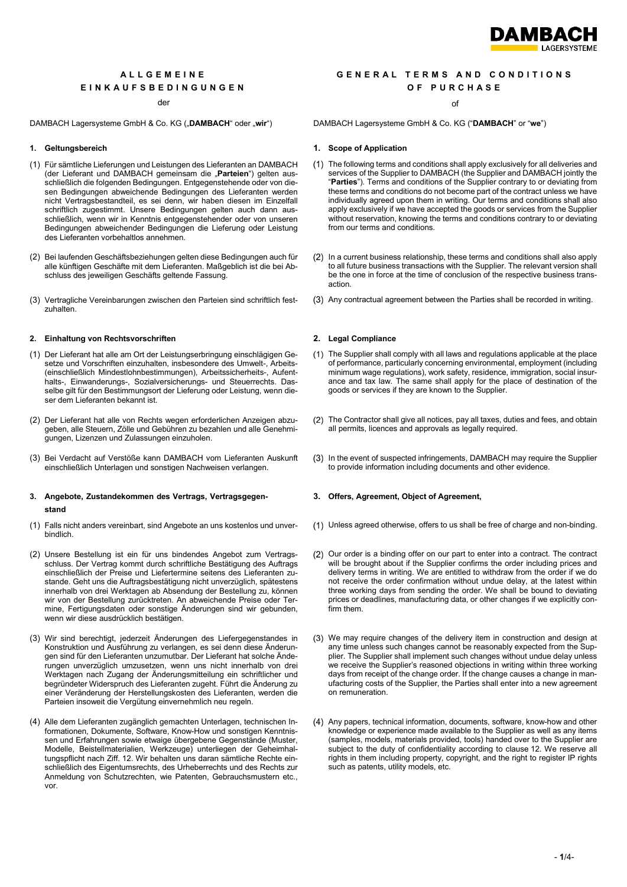# ALLGEMEINE EINKAUFSBEDINGUNGEN

der

DAMBACH Lagersysteme GmbH & Co. KG („**DAMBACH**" oder „**wir**")

## 1. Geltungsbereich

(1) Für sämtliche Lieferungen und Leistungen des Lieferanten an DAMBACH (der Lieferant und DAMBACH gemeinsam die „**Parteien**") gelten ausschließlich die folgenden Bedingungen. Entgegenstehende oder von diesen Bedingungen abweichende Bedingungen des Lieferanten werden nicht Vertragsbestandteil, es sei denn, wir haben diesen im Einzelfall schriftlich zugestimmt. Unsere Bedingungen gelten auch dann ausschließlich, wenn wir in Kenntnis entgegenstehender oder von unseren Bedingungen abweichender Bedingungen des Lieferanten die Lieferung oder Leistung des Lieferanten vorbehaltlos annehmen.

(2) Bei laufenden Geschäftsbeziehungen gelten diese Bedingungen auch für alle künftigen Geschäfte mit dem Lieferanten. Maßgeblich ist die bei Abschluss des jeweiligen Geschäfts geltende Fassung.

(3) Vertragliche Vereinbarungen zwischen den Parteien sind schriftlich festzuhalten.

## 2. Einhaltung von Rechtsvorschriften

(1) Der Lieferant hat alle am Ort der Leistungserbringung einschlägigen Gesetze und Vorschriften einzuhalten, insbesondere des Umwelt-, Arbeits- (einschließlich Mindestlohnbestimmungen), Arbeitssicherheits-, Aufenthalts-, Einwanderungs-, Sozialversicherungs- und Steuerrechts. Dasselbe gilt für den Bestimmungsort der Lieferung oder Leistung, wenn dieser dem Lieferanten bekannt ist.

(2) Der Lieferant hat alle von Rechts wegen erforderlichen Anzeigen abzugeben, alle Steuern, Zölle und Gebühren zu bezahlen und alle Genehmigungen, Lizenzen und Zulassungen einzuholen.

(3) Bei Verdacht auf Verstöße kann DAMBACH vom Lieferanten Auskunft einschließlich Unterlagen und sonstigen Nachweisen verlangen.

## 3. Angebote, Zustandekommen des Vertrags, Vertragsgegenstand

(1) Falls nicht anders vereinbart, sind Angebote an uns kostenlos und unverbindlich.

(2) Unsere Bestellung ist ein für uns bindendes Angebot zum Vertragsschluss. Der Vertrag kommt durch schriftliche Bestätigung des Auftrags einschließlich der Preise und Liefertermine seitens des Lieferanten zustande. Geht uns die Auftragsbestätigung nicht unverzüglich, spätestens innerhalb von drei Werktagen ab Absendung der Bestellung zu, können wir von der Bestellung zurücktreten. An abweichende Preise oder Termine, Fertigungsdaten oder sonstige Änderungen sind wir gebunden, wenn wir diese ausdrücklich bestätigen.

(3) Wir sind berechtigt, jederzeit Änderungen des Liefergegenstandes in Konstruktion und Ausführung zu verlangen, es sei denn diese Änderungen sind für den Lieferanten unzumutbar. Der Lieferant hat solche Änderungen unverzüglich umzusetzen, wenn uns nicht innerhalb von drei Werktagen nach Zugang der Änderungsmitteilung ein schriftlicher und begründeter Widerspruch des Lieferanten zugeht. Führt die Änderung zu einer Veränderung der Herstellungskosten des Lieferanten, werden die Parteien insoweit die Vergütung einvernehmlich neu regeln.

(4) Alle dem Lieferanten zugänglich gemachten Unterlagen, technischen Informationen, Dokumente, Software, Know-How und sonstigen Kenntnissen und Erfahrungen sowie etwaige übergebene Gegenstände (Muster, Modelle, Beistellmaterialien, Werkzeuge) unterliegen der Geheimhaltungspflicht nach Ziff. 12. Wir behalten uns daran sämtliche Rechte einschließlich des Eigentumsrechts, des Urheberrechts und des Rechts zur Anmeldung von Schutzrechten, wie Patenten, Gebrauchsmustern etc., vor.

# GENERAL TERMS AND CONDITIONS OF PURCHASE

of

DAMBACH Lagersysteme GmbH & Co. KG ("**DAMBACH**" or "**we**")

## 1. Scope of Application

(1) The following terms and conditions shall apply exclusively for all deliveries and services of the Supplier to DAMBACH (the Supplier and DAMBACH jointly the "**Parties**"). Terms and conditions of the Supplier contrary to or deviating from these terms and conditions do not become part of the contract unless we have individually agreed upon them in writing. Our terms and conditions shall also apply exclusively if we have accepted the goods or services from the Supplier without reservation, knowing the terms and conditions contrary to or deviating from our terms and conditions.

(2) In a current business relationship, these terms and conditions shall also apply to all future business transactions with the Supplier. The relevant version shall be the one in force at the time of conclusion of the respective business transaction.

(3) Any contractual agreement between the Parties shall be recorded in writing.

## 2. Legal Compliance

(1) The Supplier shall comply with all laws and regulations applicable at the place of performance, particularly concerning environmental, employment (including minimum wage regulations), work safety, residence, immigration, social insurance and tax law. The same shall apply for the place of destination of the goods or services if they are known to the Supplier.

(2) The Contractor shall give all notices, pay all taxes, duties and fees, and obtain all permits, licences and approvals as legally required.

(3) In the event of suspected infringements, DAMBACH may require the Supplier to provide information including documents and other evidence.

## 3. Offers, Agreement, Object of Agreement,

(1) Unless agreed otherwise, offers to us shall be free of charge and non-binding.

(2) Our order is a binding offer on our part to enter into a contract. The contract will be brought about if the Supplier confirms the order including prices and delivery terms in writing. We are entitled to withdraw from the order if we do not receive the order confirmation without undue delay, at the latest within three working days from sending the order. We shall be bound to deviating prices or deadlines, manufacturing data, or other changes if we explicitly confirm them.

(3) We may require changes of the delivery item in construction and design at any time unless such changes cannot be reasonably expected from the Supplier. The Supplier shall implement such changes without undue delay unless we receive the Supplier's reasoned objections in writing within three working days from receipt of the change order. If the change causes a change in manufacturing costs of the Supplier, the Parties shall enter into a new agreement on remuneration.

(4) Any papers, technical information, documents, software, know-how and other knowledge or experience made available to the Supplier as well as any items (samples, models, materials provided, tools) handed over to the Supplier are subject to the duty of confidentiality according to clause 12. We reserve all rights in them including property, copyright, and the right to register IP rights such as patents, utility models, etc.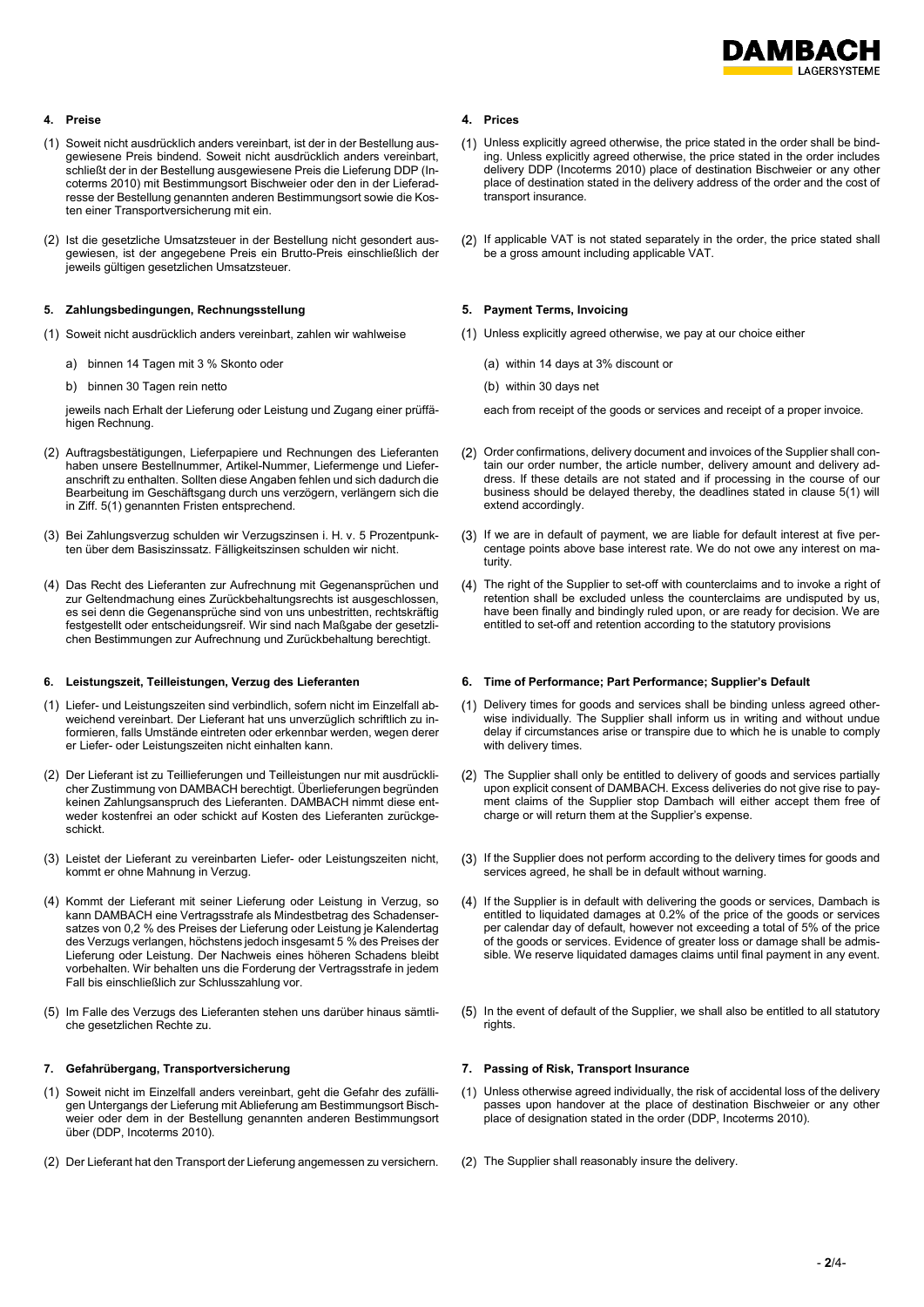## 4. Preise

(1) Soweit nicht ausdrücklich anders vereinbart, ist der in der Bestellung ausgewiesene Preis bindend. Soweit nicht ausdrücklich anders vereinbart, schließt der in der Bestellung ausgewiesene Preis die Lieferung DDP (Incoterms 2010) mit Bestimmungsort Bischweier oder den in der Lieferadresse der Bestellung genannten anderen Bestimmungsort sowie die Kosten einer Transportversicherung mit ein.

(2) Ist die gesetzliche Umsatzsteuer in der Bestellung nicht gesondert ausgewiesen, ist der angegebene Preis ein Brutto-Preis einschließlich der jeweils gültigen gesetzlichen Umsatzsteuer.

## 5. Zahlungsbedingungen, Rechnungsstellung

(1) Soweit nicht ausdrücklich anders vereinbart, zahlen wir wahlweise

a) binnen 14 Tagen mit 3 % Skonto oder

b) binnen 30 Tagen rein netto

jeweils nach Erhalt der Lieferung oder Leistung und Zugang einer prüffähigen Rechnung.

(2) Auftragsbestätigungen, Lieferpapiere und Rechnungen des Lieferanten haben unsere Bestellnummer, Artikel-Nummer, Liefermenge und Lieferanschrift zu enthalten. Sollten diese Angaben fehlen und sich dadurch die Bearbeitung im Geschäftsgang durch uns verzögern, verlängern sich die in Ziff. 5(1) genannten Fristen entsprechend.

(3) Bei Zahlungsverzug schulden wir Verzugszinsen i. H. v. 5 Prozentpunkten über dem Basiszinssatz. Fälligkeitszinsen schulden wir nicht.

(4) Das Recht des Lieferanten zur Aufrechnung mit Gegenansprüchen und zur Geltendmachung eines Zurückbehaltungsrechts ist ausgeschlossen, es sei denn die Gegenansprüche sind von uns unbestritten, rechtskräftig festgestellt oder entscheidungsreif. Wir sind nach Maßgabe der gesetzlichen Bestimmungen zur Aufrechnung und Zurückbehaltung berechtigt.

## 6. Leistungszeit, Teilleistungen, Verzug des Lieferanten

(1) Liefer- und Leistungszeiten sind verbindlich, sofern nicht im Einzelfall abweichend vereinbart. Der Lieferant hat uns unverzüglich schriftlich zu informieren, falls Umstände eintreten oder erkennbar werden, wegen derer er Liefer- oder Leistungszeiten nicht einhalten kann.

(2) Der Lieferant ist zu Teillieferungen und Teilleistungen nur mit ausdrücklicher Zustimmung von DAMBACH berechtigt. Überlieferungen begründen keinen Zahlungsanspruch des Lieferanten. DAMBACH nimmt diese entweder kostenfrei an oder schickt auf Kosten des Lieferanten zurückgeschickt.

(3) Leistet der Lieferant zu vereinbarten Liefer- oder Leistungszeiten nicht, kommt er ohne Mahnung in Verzug.

(4) Kommt der Lieferant mit seiner Lieferung oder Leistung in Verzug, so kann DAMBACH eine Vertragsstrafe als Mindestbetrag des Schadensersatzes von 0,2 % des Preises der Lieferung oder Leistung je Kalendertag des Verzugs verlangen, höchstens jedoch insgesamt 5 % des Preises der Lieferung oder Leistung. Der Nachweis eines höheren Schadens bleibt vorbehalten. Wir behalten uns die Forderung der Vertragsstrafe in jedem Fall bis einschließlich zur Schlusszahlung vor.

(5) Im Falle des Verzugs des Lieferanten stehen uns darüber hinaus sämtliche gesetzlichen Rechte zu.

## 7. Gefahrübergang, Transportversicherung

(1) Soweit nicht im Einzelfall anders vereinbart, geht die Gefahr des zufälligen Untergangs der Lieferung mit Ablieferung am Bestimmungsort Bischweier oder dem in der Bestellung genannten anderen Bestimmungsort über (DDP, Incoterms 2010).

(2) Der Lieferant hat den Transport der Lieferung angemessen zu versichern.

## 4. Prices

(1) Unless explicitly agreed otherwise, the price stated in the order shall be binding. Unless explicitly agreed otherwise, the price stated in the order includes delivery DDP (Incoterms 2010) place of destination Bischweier or any other place of destination stated in the delivery address of the order and the cost of transport insurance.

(2) If applicable VAT is not stated separately in the order, the price stated shall be a gross amount including applicable VAT.

## 5. Payment Terms, Invoicing

(1) Unless explicitly agreed otherwise, we pay at our choice either

(a) within 14 days at 3% discount or

(b) within 30 days net

each from receipt of the goods or services and receipt of a proper invoice.

(2) Order confirmations, delivery document and invoices of the Supplier shall contain our order number, the article number, delivery amount and delivery address. If these details are not stated and if processing in the course of our business should be delayed thereby, the deadlines stated in clause 5(1) will extend accordingly.

(3) If we are in default of payment, we are liable for default interest at five percentage points above base interest rate. We do not owe any interest on maturity.

(4) The right of the Supplier to set-off with counterclaims and to invoke a right of retention shall be excluded unless the counterclaims are undisputed by us, have been finally and bindingly ruled upon, or are ready for decision. We are entitled to set-off and retention according to the statutory provisions

## 6. Time of Performance; Part Performance; Supplier's Default

(1) Delivery times for goods and services shall be binding unless agreed otherwise individually. The Supplier shall inform us in writing and without undue delay if circumstances arise or transpire due to which he is unable to comply with delivery times.

(2) The Supplier shall only be entitled to delivery of goods and services partially upon explicit consent of DAMBACH. Excess deliveries do not give rise to payment claims of the Supplier stop Dambach will either accept them free of charge or will return them at the Supplier's expense.

(3) If the Supplier does not perform according to the delivery times for goods and services agreed, he shall be in default without warning.

(4) If the Supplier is in default with delivering the goods or services, Dambach is entitled to liquidated damages at 0.2% of the price of the goods or services per calendar day of default, however not exceeding a total of 5% of the price of the goods or services. Evidence of greater loss or damage shall be admissible. We reserve liquidated damages claims until final payment in any event.

(5) In the event of default of the Supplier, we shall also be entitled to all statutory rights.

## 7. Passing of Risk, Transport Insurance

(1) Unless otherwise agreed individually, the risk of accidental loss of the delivery passes upon handover at the place of destination Bischweier or any other place of designation stated in the order (DDP, Incoterms 2010).

(2) The Supplier shall reasonably insure the delivery.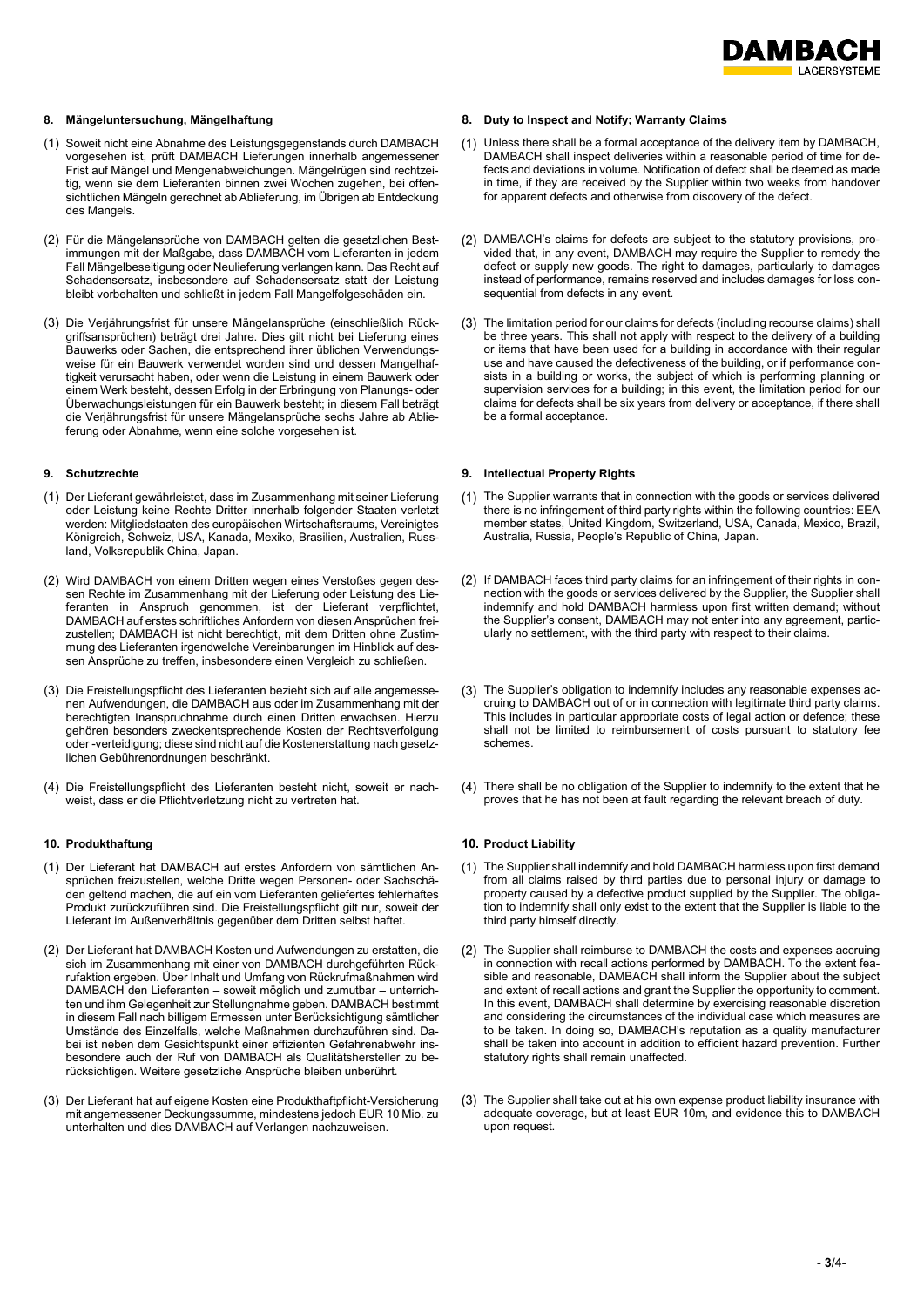## 8. Mängeluntersuchung, Mängelhaftung

(1) Soweit nicht eine Abnahme des Leistungsgegenstands durch DAMBACH vorgesehen ist, prüft DAMBACH Lieferungen innerhalb angemessener Frist auf Mängel und Mengenabweichungen. Mängelrügen sind rechtzeitig, wenn sie dem Lieferanten binnen zwei Wochen zugehen, bei offensichtlichen Mängeln gerechnet ab Ablieferung, im Übrigen ab Entdeckung des Mangels.

(2) Für die Mängelansprüche von DAMBACH gelten die gesetzlichen Bestimmungen mit der Maßgabe, dass DAMBACH vom Lieferanten in jedem Fall Mängelbeseitigung oder Neulieferung verlangen kann. Das Recht auf Schadensersatz, insbesondere auf Schadensersatz statt der Leistung bleibt vorbehalten und schließt in jedem Fall Mangelfolgeschäden ein.

(3) Die Verjährungsfrist für unsere Mängelansprüche (einschließlich Rückgriffsansprüchen) beträgt drei Jahre. Dies gilt nicht bei Lieferung eines Bauwerks oder Sachen, die entsprechend ihrer üblichen Verwendungsweise für ein Bauwerk verwendet worden sind und dessen Mangelhaftigkeit verursacht haben, oder wenn die Leistung in einem Bauwerk oder einem Werk besteht, dessen Erfolg in der Erbringung von Planungs- oder Überwachungsleistungen für ein Bauwerk besteht; in diesem Fall beträgt die Verjährungsfrist für unsere Mängelansprüche sechs Jahre ab Ablieferung oder Abnahme, wenn eine solche vorgesehen ist.

## 9. Schutzrechte

(1) Der Lieferant gewährleistet, dass im Zusammenhang mit seiner Lieferung oder Leistung keine Rechte Dritter innerhalb folgender Staaten verletzt werden: Mitgliedstaaten des europäischen Wirtschaftsraums, Vereinigtes Königreich, Schweiz, USA, Kanada, Mexiko, Brasilien, Australien, Russland, Volksrepublik China, Japan.

(2) Wird DAMBACH von einem Dritten wegen eines Verstoßes gegen dessen Rechte im Zusammenhang mit der Lieferung oder Leistung des Lieferanten in Anspruch genommen, ist der Lieferant verpflichtet, DAMBACH auf erstes schriftliches Anfordern von diesen Ansprüchen freizustellen; DAMBACH ist nicht berechtigt, mit dem Dritten ohne Zustimmung des Lieferanten irgendwelche Vereinbarungen im Hinblick auf dessen Ansprüche zu treffen, insbesondere einen Vergleich zu schließen.

(3) Die Freistellungspflicht des Lieferanten bezieht sich auf alle angemessenen Aufwendungen, die DAMBACH aus oder im Zusammenhang mit der berechtigten Inanspruchnahme durch einen Dritten erwachsen. Hierzu gehören besonders zweckentsprechende Kosten der Rechtsverfolgung oder -verteidigung; diese sind nicht auf die Kostenerstattung nach gesetzlichen Gebührenordnungen beschränkt.

(4) Die Freistellungspflicht des Lieferanten besteht nicht, soweit er nachweist, dass er die Pflichtverletzung nicht zu vertreten hat.

## 10. Produkthaftung

(1) Der Lieferant hat DAMBACH auf erstes Anfordern von sämtlichen Ansprüchen freizustellen, welche Dritte wegen Personen- oder Sachschäden geltend machen, die auf ein vom Lieferanten geliefertes fehlerhaftes Produkt zurückzuführen sind. Die Freistellungspflicht gilt nur, soweit der Lieferant im Außenverhältnis gegenüber dem Dritten selbst haftet.

(2) Der Lieferant hat DAMBACH Kosten und Aufwendungen zu erstatten, die sich im Zusammenhang mit einer von DAMBACH durchgeführten Rückrufaktion ergeben. Über Inhalt und Umfang von Rückrufmaßnahmen wird DAMBACH den Lieferanten – soweit möglich und zumutbar – unterrichten und ihm Gelegenheit zur Stellungnahme geben. DAMBACH bestimmt in diesem Fall nach billigem Ermessen unter Berücksichtigung sämtlicher Umstände des Einzelfalls, welche Maßnahmen durchzuführen sind. Dabei ist neben dem Gesichtspunkt einer effizienten Gefahrenabwehr insbesondere auch der Ruf von DAMBACH als Qualitätshersteller zu berücksichtigen. Weitere gesetzliche Ansprüche bleiben unberührt.

(3) Der Lieferant hat auf eigene Kosten eine Produkthaftpflicht-Versicherung mit angemessener Deckungssumme, mindestens jedoch EUR 10 Mio. zu unterhalten und dies DAMBACH auf Verlangen nachzuweisen.

## 8. Duty to Inspect and Notify; Warranty Claims

(1) Unless there shall be a formal acceptance of the delivery item by DAMBACH, DAMBACH shall inspect deliveries within a reasonable period of time for defects and deviations in volume. Notification of defect shall be deemed as made in time, if they are received by the Supplier within two weeks from handover for apparent defects and otherwise from discovery of the defect.

(2) DAMBACH's claims for defects are subject to the statutory provisions, provided that, in any event, DAMBACH may require the Supplier to remedy the defect or supply new goods. The right to damages, particularly to damages instead of performance, remains reserved and includes damages for loss consequential from defects in any event.

(3) The limitation period for our claims for defects (including recourse claims) shall be three years. This shall not apply with respect to the delivery of a building or items that have been used for a building in accordance with their regular use and have caused the defectiveness of the building, or if performance consists in a building or works, the subject of which is performing planning or supervision services for a building; in this event, the limitation period for our claims for defects shall be six years from delivery or acceptance, if there shall be a formal acceptance.

## 9. Intellectual Property Rights

(1) The Supplier warrants that in connection with the goods or services delivered there is no infringement of third party rights within the following countries: EEA member states, United Kingdom, Switzerland, USA, Canada, Mexico, Brazil, Australia, Russia, People's Republic of China, Japan.

(2) If DAMBACH faces third party claims for an infringement of their rights in connection with the goods or services delivered by the Supplier, the Supplier shall indemnify and hold DAMBACH harmless upon first written demand; without the Supplier's consent, DAMBACH may not enter into any agreement, particularly no settlement, with the third party with respect to their claims.

(3) The Supplier's obligation to indemnify includes any reasonable expenses accruing to DAMBACH out of or in connection with legitimate third party claims. This includes in particular appropriate costs of legal action or defence; these shall not be limited to reimbursement of costs pursuant to statutory fee schemes.

(4) There shall be no obligation of the Supplier to indemnify to the extent that he proves that he has not been at fault regarding the relevant breach of duty.

## 10. Product Liability

(1) The Supplier shall indemnify and hold DAMBACH harmless upon first demand from all claims raised by third parties due to personal injury or damage to property caused by a defective product supplied by the Supplier. The obligation to indemnify shall only exist to the extent that the Supplier is liable to the third party himself directly.

(2) The Supplier shall reimburse to DAMBACH the costs and expenses accruing in connection with recall actions performed by DAMBACH. To the extent feasible and reasonable, DAMBACH shall inform the Supplier about the subject and extent of recall actions and grant the Supplier the opportunity to comment. In this event, DAMBACH shall determine by exercising reasonable discretion and considering the circumstances of the individual case which measures are to be taken. In doing so, DAMBACH's reputation as a quality manufacturer shall be taken into account in addition to efficient hazard prevention. Further statutory rights shall remain unaffected.

(3) The Supplier shall take out at his own expense product liability insurance with adequate coverage, but at least EUR 10m, and evidence this to DAMBACH upon request.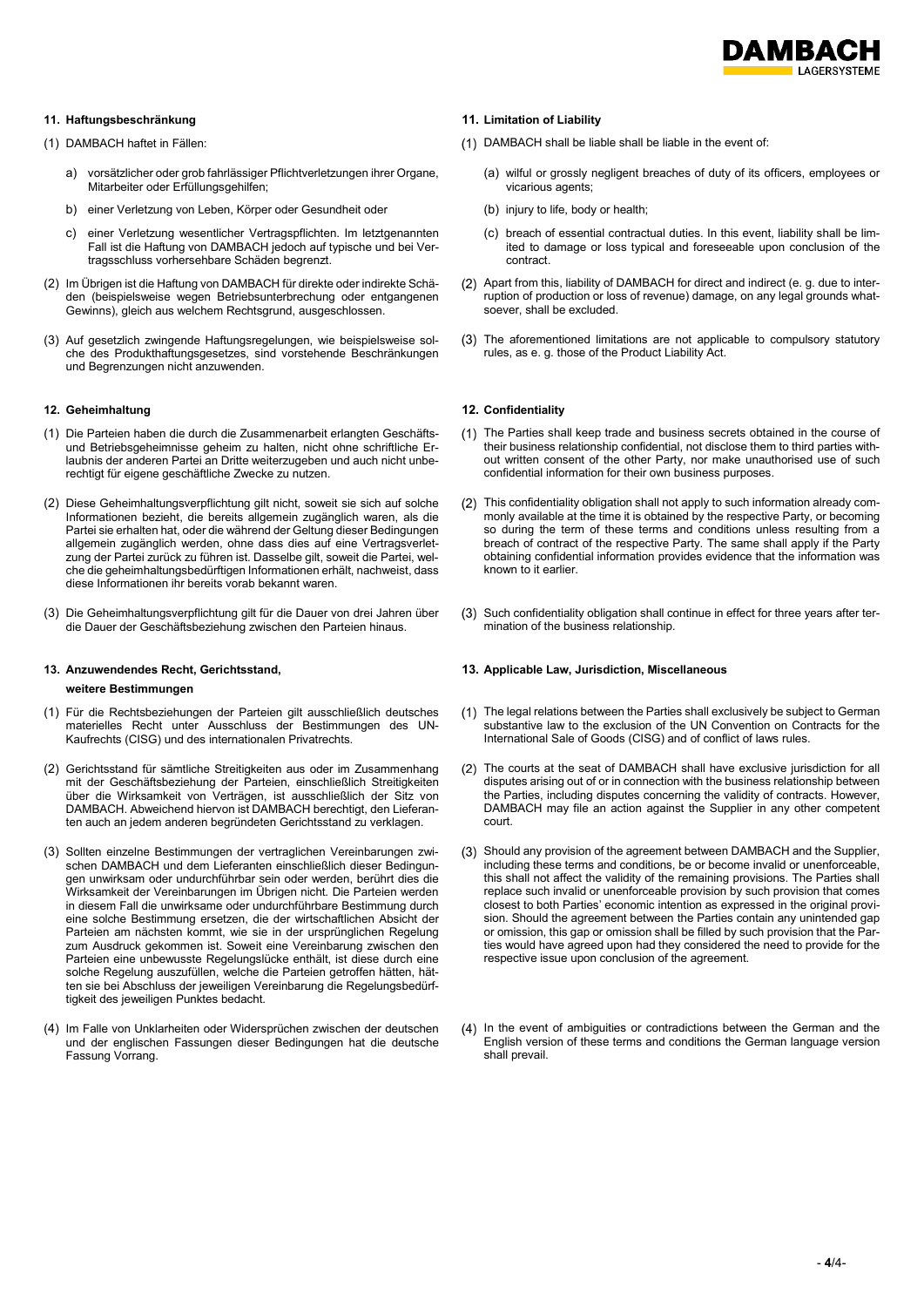## 11. Haftungsbeschränkung

(1) DAMBACH haftet in Fällen:

a) vorsätzlicher oder grob fahrlässiger Pflichtverletzungen ihrer Organe, Mitarbeiter oder Erfüllungsgehilfen;

b) einer Verletzung von Leben, Körper oder Gesundheit oder

c) einer Verletzung wesentlicher Vertragspflichten. Im letztgenannten Fall ist die Haftung von DAMBACH jedoch auf typische und bei Vertragsschluss vorhersehbare Schäden begrenzt.

(2) Im Übrigen ist die Haftung von DAMBACH für direkte oder indirekte Schäden (beispielsweise wegen Betriebsunterbrechung oder entgangenen Gewinns), gleich aus welchem Rechtsgrund, ausgeschlossen.

(3) Auf gesetzlich zwingende Haftungsregelungen, wie beispielsweise solche des Produkthaftungsgesetzes, sind vorstehende Beschränkungen und Begrenzungen nicht anzuwenden.

## 12. Geheimhaltung

(1) Die Parteien haben die durch die Zusammenarbeit erlangten Geschäfts- und Betriebsgeheimnisse geheim zu halten, nicht ohne schriftliche Erlaubnis der anderen Partei an Dritte weiterzugeben und auch nicht unberechtigt für eigene geschäftliche Zwecke zu nutzen.

(2) Diese Geheimhaltungsverpflichtung gilt nicht, soweit sie sich auf solche Informationen bezieht, die bereits allgemein zugänglich waren, als die Partei sie erhalten hat, oder die während der Geltung dieser Bedingungen allgemein zugänglich werden, ohne dass dies auf eine Vertragsverletzung der Partei zurück zu führen ist. Dasselbe gilt, soweit die Partei, welche die geheimhaltungsbedürftigen Informationen erhält, nachweist, dass diese Informationen ihr bereits vorab bekannt waren.

(3) Die Geheimhaltungsverpflichtung gilt für die Dauer von drei Jahren über die Dauer der Geschäftsbeziehung zwischen den Parteien hinaus.

## 13. Anzuwendendes Recht, Gerichtsstand, weitere Bestimmungen

(1) Für die Rechtsbeziehungen der Parteien gilt ausschließlich deutsches materielles Recht unter Ausschluss der Bestimmungen des UN-Kaufrechts (CISG) und des internationalen Privatrechts.

(2) Gerichtsstand für sämtliche Streitigkeiten aus oder im Zusammenhang mit der Geschäftsbeziehung der Parteien, einschließlich Streitigkeiten über die Wirksamkeit von Verträgen, ist ausschließlich der Sitz von DAMBACH. Abweichend hiervon ist DAMBACH berechtigt, den Lieferanten auch an jedem anderen begründeten Gerichtsstand zu verklagen.

(3) Sollten einzelne Bestimmungen der vertraglichen Vereinbarungen zwischen DAMBACH und dem Lieferanten einschließlich dieser Bedingungen unwirksam oder undurchführbar sein oder werden, berührt dies die Wirksamkeit der Vereinbarungen im Übrigen nicht. Die Parteien werden in diesem Fall die unwirksame oder undurchführbare Bestimmung durch eine solche Bestimmung ersetzen, die der wirtschaftlichen Absicht der Parteien am nächsten kommt, wie sie in der ursprünglichen Regelung zum Ausdruck gekommen ist. Soweit eine Vereinbarung zwischen den Parteien eine unbewusste Regelungslücke enthält, ist diese durch eine solche Regelung auszufüllen, welche die Parteien getroffen hätten, hätten sie bei Abschluss der jeweiligen Vereinbarung die Regelungsbedürftigkeit des jeweiligen Punktes bedacht.

(4) Im Falle von Unklarheiten oder Widersprüchen zwischen der deutschen und der englischen Fassungen dieser Bedingungen hat die deutsche Fassung Vorrang.

## 11. Limitation of Liability

(1) DAMBACH shall be liable shall be liable in the event of:

(a) wilful or grossly negligent breaches of duty of its officers, employees or vicarious agents;

(b) injury to life, body or health;

(c) breach of essential contractual duties. In this event, liability shall be limited to damage or loss typical and foreseeable upon conclusion of the contract.

(2) Apart from this, liability of DAMBACH for direct and indirect (e. g. due to interruption of production or loss of revenue) damage, on any legal grounds whatsoever, shall be excluded.

(3) The aforementioned limitations are not applicable to compulsory statutory rules, as e. g. those of the Product Liability Act.

## 12. Confidentiality

(1) The Parties shall keep trade and business secrets obtained in the course of their business relationship confidential, not disclose them to third parties without written consent of the other Party, nor make unauthorised use of such confidential information for their own business purposes.

(2) This confidentiality obligation shall not apply to such information already commonly available at the time it is obtained by the respective Party, or becoming so during the term of these terms and conditions unless resulting from a breach of contract of the respective Party. The same shall apply if the Party obtaining confidential information provides evidence that the information was known to it earlier.

(3) Such confidentiality obligation shall continue in effect for three years after termination of the business relationship.

## 13. Applicable Law, Jurisdiction, Miscellaneous

(1) The legal relations between the Parties shall exclusively be subject to German substantive law to the exclusion of the UN Convention on Contracts for the International Sale of Goods (CISG) and of conflict of laws rules.

(2) The courts at the seat of DAMBACH shall have exclusive jurisdiction for all disputes arising out of or in connection with the business relationship between the Parties, including disputes concerning the validity of contracts. However, DAMBACH may file an action against the Supplier in any other competent court.

(3) Should any provision of the agreement between DAMBACH and the Supplier, including these terms and conditions, be or become invalid or unenforceable, this shall not affect the validity of the remaining provisions. The Parties shall replace such invalid or unenforceable provision by such provision that comes closest to both Parties' economic intention as expressed in the original provision. Should the agreement between the Parties contain any unintended gap or omission, this gap or omission shall be filled by such provision that the Parties would have agreed upon had they considered the need to provide for the respective issue upon conclusion of the agreement.

(4) In the event of ambiguities or contradictions between the German and the English version of these terms and conditions the German language version shall prevail.